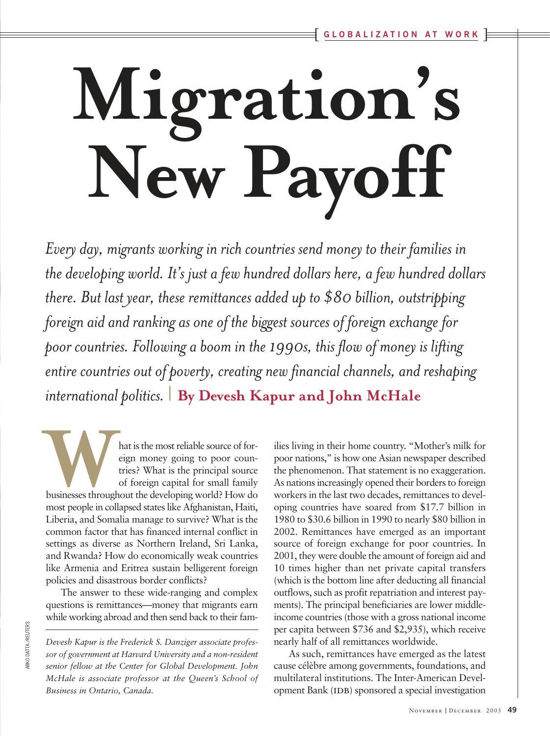GLOBALIZATION AT WORK

# Migration's New Payoff

*Every day, migrants working in rich countries send money to their families in the developing world. It's just a few hundred dollars here, a few hundred dollars there. But last year, these remittances added up to $80 billion, outstripping foreign aid and ranking as one of the biggest sources of foreign exchange for poor countries. Following a boom in the 1990s, this flow of money is lifting entire countries out of poverty, creating new financial channels, and reshaping international politics.* | **By Devesh Kapur and John McHale**

What is the most reliable source of foreign money going to poor countries? What is the principal source of foreign capital for small family businesses throughout the developing world? How do most people in collapsed states like Afghanistan, Haiti, Liberia, and Somalia manage to survive? What is the common factor that has financed internal conflict in settings as diverse as Northern Ireland, Sri Lanka, and Rwanda? How do economically weak countries like Armenia and Eritrea sustain belligerent foreign policies and disastrous border conflicts?

The answer to these wide-ranging and complex questions is remittances—money that migrants earn while working abroad and then send back to their families living in their home country. "Mother's milk for poor nations," is how one Asian newspaper described the phenomenon. That statement is no exaggeration. As nations increasingly opened their borders to foreign workers in the last two decades, remittances to developing countries have soared from $17.7 billion in 1980 to $30.6 billion in 1990 to nearly $80 billion in 2002. Remittances have emerged as an important source of foreign exchange for poor countries. In 2001, they were double the amount of foreign aid and 10 times higher than net private capital transfers (which is the bottom line after deducting all financial outflows, such as profit repatriation and interest payments). The principal beneficiaries are lower middle-income countries (those with a gross national income per capita between $736 and $2,935), which receive nearly half of all remittances worldwide.

As such, remittances have emerged as the latest cause célèbre among governments, foundations, and multilateral institutions. The Inter-American Development Bank (IDB) sponsored a special investigation

*Devesh Kapur is the Frederick S. Danziger associate professor of government at Harvard University and a non-resident senior fellow at the Center for Global Development. John McHale is associate professor at the Queen's School of Business in Ontario, Canada.*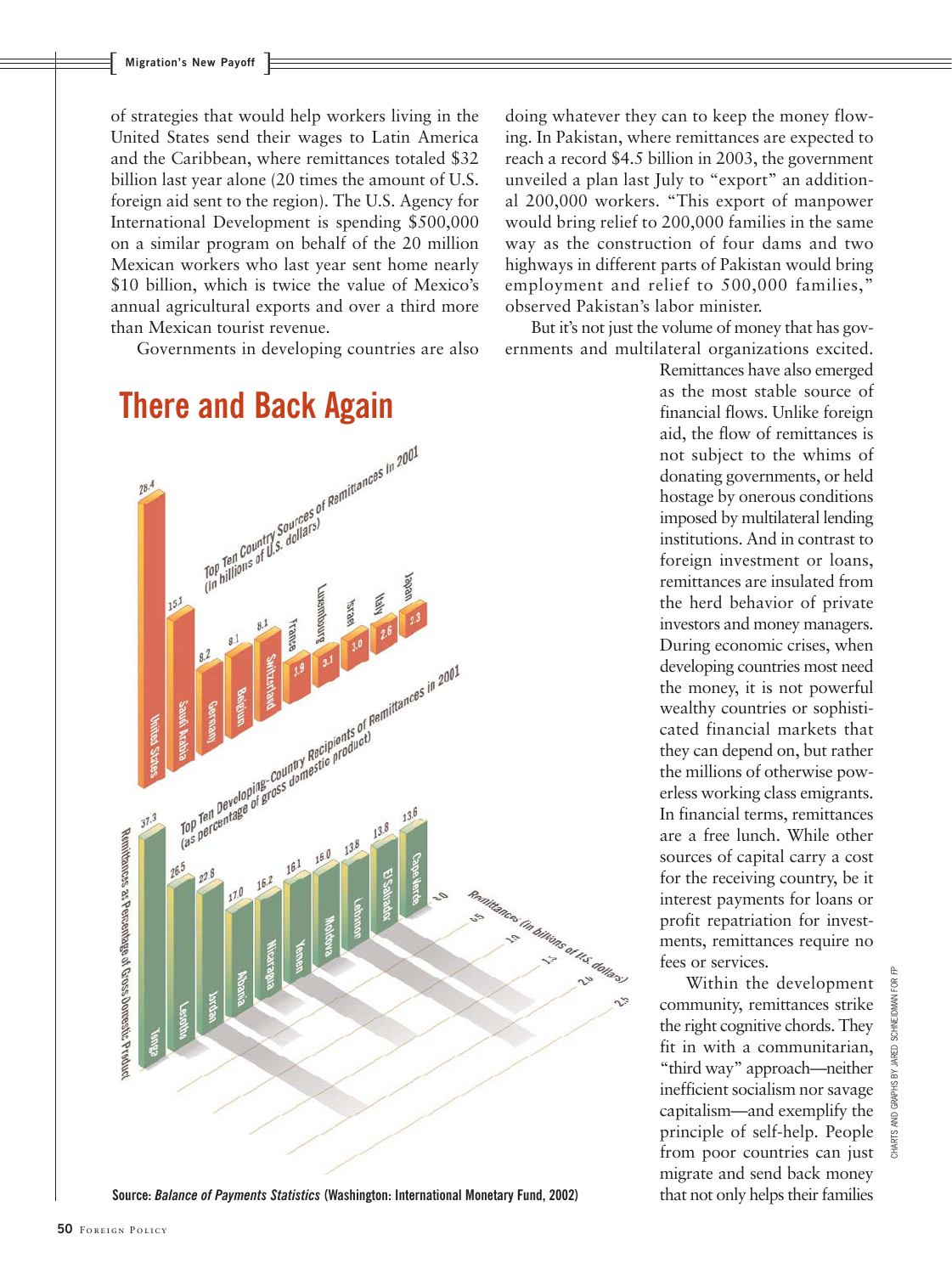of strategies that would help workers living in the United States send their wages to Latin America and the Caribbean, where remittances totaled $32 billion last year alone (20 times the amount of U.S. foreign aid sent to the region). The U.S. Agency for International Development is spending $500,000 on a similar program on behalf of the 20 million Mexican workers who last year sent home nearly $10 billion, which is twice the value of Mexico's annual agricultural exports and over a third more than Mexican tourist revenue.

Governments in developing countries are also doing whatever they can to keep the money flowing. In Pakistan, where remittances are expected to reach a record $4.5 billion in 2003, the government unveiled a plan last July to "export" an additional 200,000 workers. "This export of manpower would bring relief to 200,000 families in the same way as the construction of four dams and two highways in different parts of Pakistan would bring employment and relief to 500,000 families," observed Pakistan's labor minister.

But it's not just the volume of money that has governments and multilateral organizations excited. Remittances have also emerged as the most stable source of financial flows. Unlike foreign aid, the flow of remittances is not subject to the whims of donating governments, or held hostage by onerous conditions imposed by multilateral lending institutions. And in contrast to foreign investment or loans, remittances are insulated from the herd behavior of private investors and money managers. During economic crises, when developing countries most need the money, it is not powerful wealthy countries or sophisticated financial markets that they can depend on, but rather the millions of otherwise powerless working class emigrants. In financial terms, remittances are a free lunch. While other sources of capital carry a cost for the receiving country, be it interest payments for loans or profit repatriation for investments, remittances require no fees or services.

Within the development community, remittances strike the right cognitive chords. They fit in with a communitarian, "third way" approach—neither inefficient socialism nor savage capitalism—and exemplify the principle of self-help. People from poor countries can just migrate and send back money that not only helps their families

## There and Back Again

Top Ten Country Sources of Remittances in 2001 (in billions of U.S. dollars)

United States 28.4
Saudi Arabia 15.1
Germany 8.2
Belgium 8.1
Switzerland 8.1
France 3.9
Luxembourg 3.1
Israel 3.0
Italy 2.6
Japan 2.3

Top Ten Developing-Country Recipients of Remittances in 2001 (as percentage of gross domestic product)

Tonga 37.3
Lesotho 26.5
Jordan 22.8
Albania 17.0
Nicaragua 16.2
Yemen 16.1
Moldova 15.0
Lebanon 13.8
El Salvador 13.8
Cape Verde 13.6

Remittances as Percentage of Gross Domestic Product

Remittances (in billions of U.S. dollars)

0.0 0.5 1.0 1.5 2.0 2.5

**Source:** ***Balance of Payments Statistics*** **(Washington: International Monetary Fund, 2002)**

CHARTS AND GRAPHS BY JARED SCHNEIDMAN FOR FP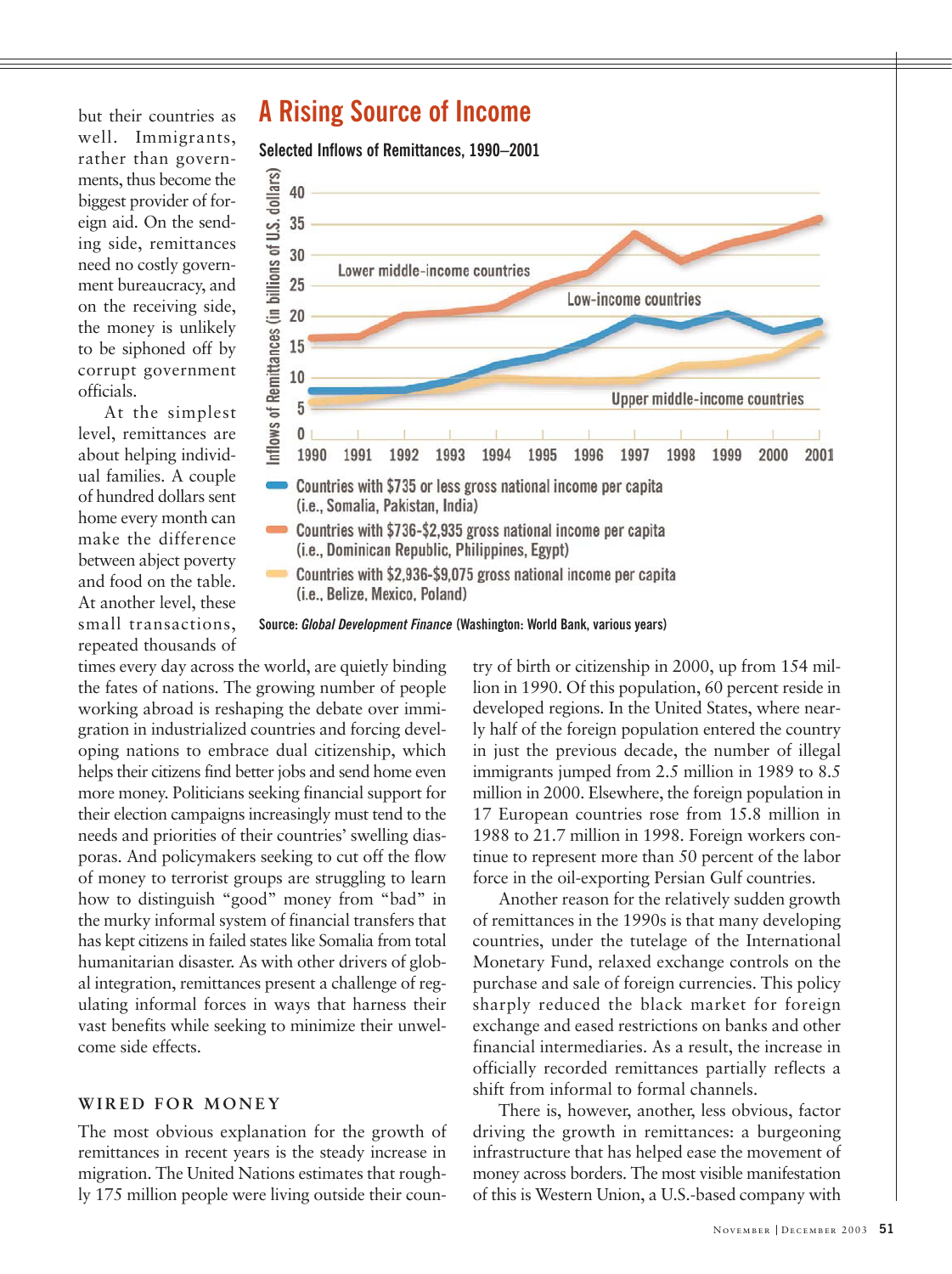but their countries as well. Immigrants, rather than governments, thus become the biggest provider of foreign aid. On the sending side, remittances need no costly government bureaucracy, and on the receiving side, the money is unlikely to be siphoned off by corrupt government officials.

At the simplest level, remittances are about helping individual families. A couple of hundred dollars sent home every month can make the difference between abject poverty and food on the table. At another level, these small transactions, repeated thousands of times every day across the world, are quietly binding the fates of nations. The growing number of people working abroad is reshaping the debate over immigration in industrialized countries and forcing developing nations to embrace dual citizenship, which helps their citizens find better jobs and send home even more money. Politicians seeking financial support for their election campaigns increasingly must tend to the needs and priorities of their countries' swelling diasporas. And policymakers seeking to cut off the flow of money to terrorist groups are struggling to learn how to distinguish "good" money from "bad" in the murky informal system of financial transfers that has kept citizens in failed states like Somalia from total humanitarian disaster. As with other drivers of global integration, remittances present a challenge of regulating informal forces in ways that harness their vast benefits while seeking to minimize their unwelcome side effects.

## A Rising Source of Income

**Selected Inflows of Remittances, 1990–2001**

Inflows of Remittances (in billions of U.S. dollars)

40
35
30
25
20
15
10
5
0

1990 1991 1992 1993 1994 1995 1996 1997 1998 1999 2000 2001

Lower middle-income countries

Low-income countries

Upper middle-income countries

Countries with $735 or less gross national income per capita (i.e., Somalia, Pakistan, India)

Countries with $736-$2,935 gross national income per capita (i.e., Dominican Republic, Philippines, Egypt)

Countries with $2,936-$9,075 gross national income per capita (i.e., Belize, Mexico, Poland)

Source: *Global Development Finance* (Washington: World Bank, various years)

### WIRED FOR MONEY

The most obvious explanation for the growth of remittances in recent years is the steady increase in migration. The United Nations estimates that roughly 175 million people were living outside their country of birth or citizenship in 2000, up from 154 million in 1990. Of this population, 60 percent reside in developed regions. In the United States, where nearly half of the foreign population entered the country in just the previous decade, the number of illegal immigrants jumped from 2.5 million in 1989 to 8.5 million in 2000. Elsewhere, the foreign population in 17 European countries rose from 15.8 million in 1988 to 21.7 million in 1998. Foreign workers continue to represent more than 50 percent of the labor force in the oil-exporting Persian Gulf countries.

Another reason for the relatively sudden growth of remittances in the 1990s is that many developing countries, under the tutelage of the International Monetary Fund, relaxed exchange controls on the purchase and sale of foreign currencies. This policy sharply reduced the black market for foreign exchange and eased restrictions on banks and other financial intermediaries. As a result, the increase in officially recorded remittances partially reflects a shift from informal to formal channels.

There is, however, another, less obvious, factor driving the growth in remittances: a burgeoning infrastructure that has helped ease the movement of money across borders. The most visible manifestation of this is Western Union, a U.S.-based company with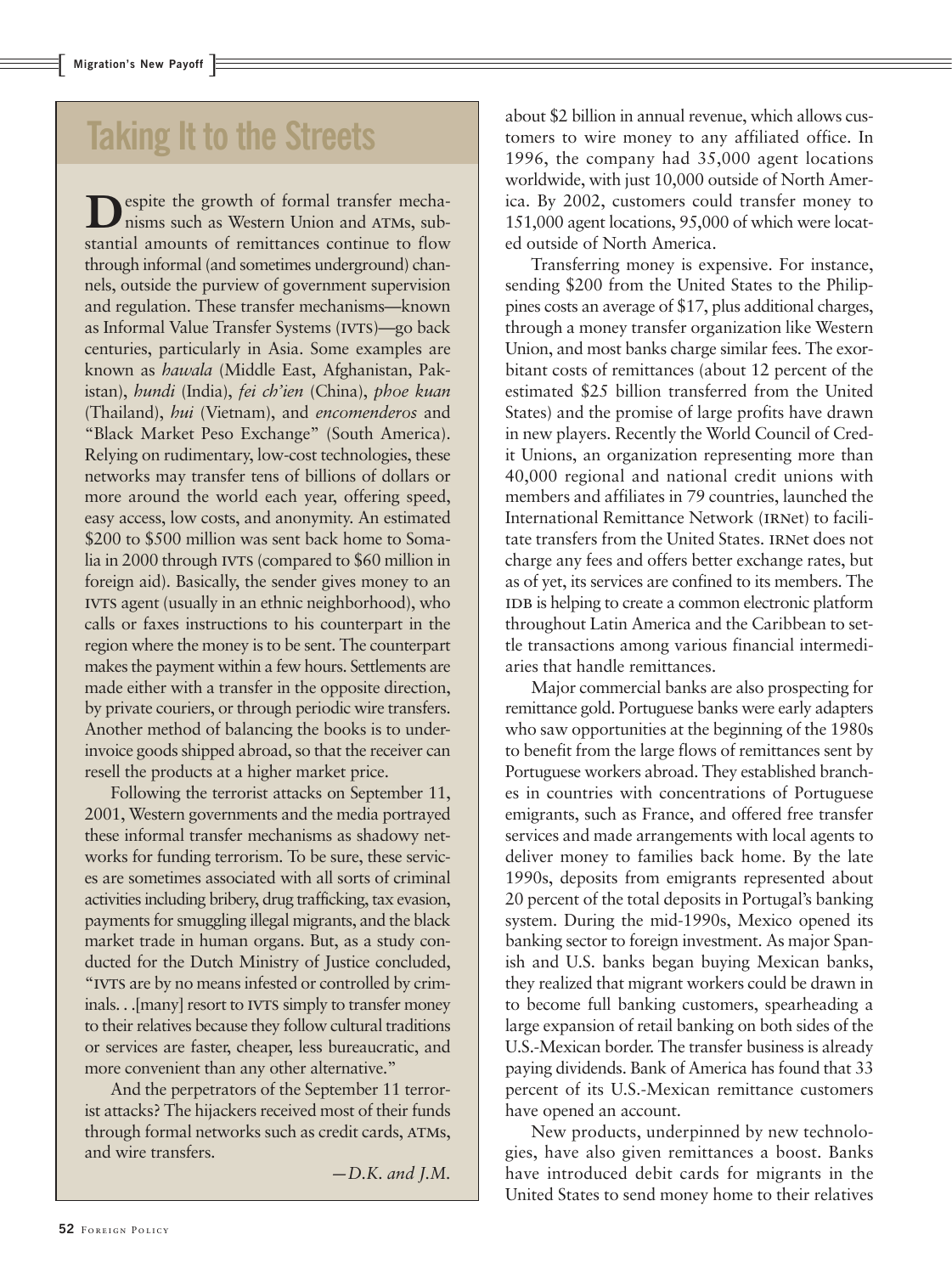## Taking It to the Streets

Despite the growth of formal transfer mechanisms such as Western Union and ATMs, substantial amounts of remittances continue to flow through informal (and sometimes underground) channels, outside the purview of government supervision and regulation. These transfer mechanisms—known as Informal Value Transfer Systems (IVTS)—go back centuries, particularly in Asia. Some examples are known as *hawala* (Middle East, Afghanistan, Pakistan), *hundi* (India), *fei ch'ien* (China), *phoe kuan* (Thailand), *hui* (Vietnam), and *encomenderos* and "Black Market Peso Exchange" (South America). Relying on rudimentary, low-cost technologies, these networks may transfer tens of billions of dollars or more around the world each year, offering speed, easy access, low costs, and anonymity. An estimated \$200 to \$500 million was sent back home to Somalia in 2000 through IVTS (compared to \$60 million in foreign aid). Basically, the sender gives money to an IVTS agent (usually in an ethnic neighborhood), who calls or faxes instructions to his counterpart in the region where the money is to be sent. The counterpart makes the payment within a few hours. Settlements are made either with a transfer in the opposite direction, by private couriers, or through periodic wire transfers. Another method of balancing the books is to under-invoice goods shipped abroad, so that the receiver can resell the products at a higher market price.

Following the terrorist attacks on September 11, 2001, Western governments and the media portrayed these informal transfer mechanisms as shadowy networks for funding terrorism. To be sure, these services are sometimes associated with all sorts of criminal activities including bribery, drug trafficking, tax evasion, payments for smuggling illegal migrants, and the black market trade in human organs. But, as a study conducted for the Dutch Ministry of Justice concluded, "IVTS are by no means infested or controlled by criminals. . .[many] resort to IVTS simply to transfer money to their relatives because they follow cultural traditions or services are faster, cheaper, less bureaucratic, and more convenient than any other alternative."

And the perpetrators of the September 11 terrorist attacks? The hijackers received most of their funds through formal networks such as credit cards, ATMs, and wire transfers.

*—D.K. and J.M.*

about \$2 billion in annual revenue, which allows customers to wire money to any affiliated office. In 1996, the company had 35,000 agent locations worldwide, with just 10,000 outside of North America. By 2002, customers could transfer money to 151,000 agent locations, 95,000 of which were located outside of North America.

Transferring money is expensive. For instance, sending \$200 from the United States to the Philippines costs an average of \$17, plus additional charges, through a money transfer organization like Western Union, and most banks charge similar fees. The exorbitant costs of remittances (about 12 percent of the estimated \$25 billion transferred from the United States) and the promise of large profits have drawn in new players. Recently the World Council of Credit Unions, an organization representing more than 40,000 regional and national credit unions with members and affiliates in 79 countries, launched the International Remittance Network (IRNet) to facilitate transfers from the United States. IRNet does not charge any fees and offers better exchange rates, but as of yet, its services are confined to its members. The IDB is helping to create a common electronic platform throughout Latin America and the Caribbean to settle transactions among various financial intermediaries that handle remittances.

Major commercial banks are also prospecting for remittance gold. Portuguese banks were early adapters who saw opportunities at the beginning of the 1980s to benefit from the large flows of remittances sent by Portuguese workers abroad. They established branches in countries with concentrations of Portuguese emigrants, such as France, and offered free transfer services and made arrangements with local agents to deliver money to families back home. By the late 1990s, deposits from emigrants represented about 20 percent of the total deposits in Portugal's banking system. During the mid-1990s, Mexico opened its banking sector to foreign investment. As major Spanish and U.S. banks began buying Mexican banks, they realized that migrant workers could be drawn in to become full banking customers, spearheading a large expansion of retail banking on both sides of the U.S.-Mexican border. The transfer business is already paying dividends. Bank of America has found that 33 percent of its U.S.-Mexican remittance customers have opened an account.

New products, underpinned by new technologies, have also given remittances a boost. Banks have introduced debit cards for migrants in the United States to send money home to their relatives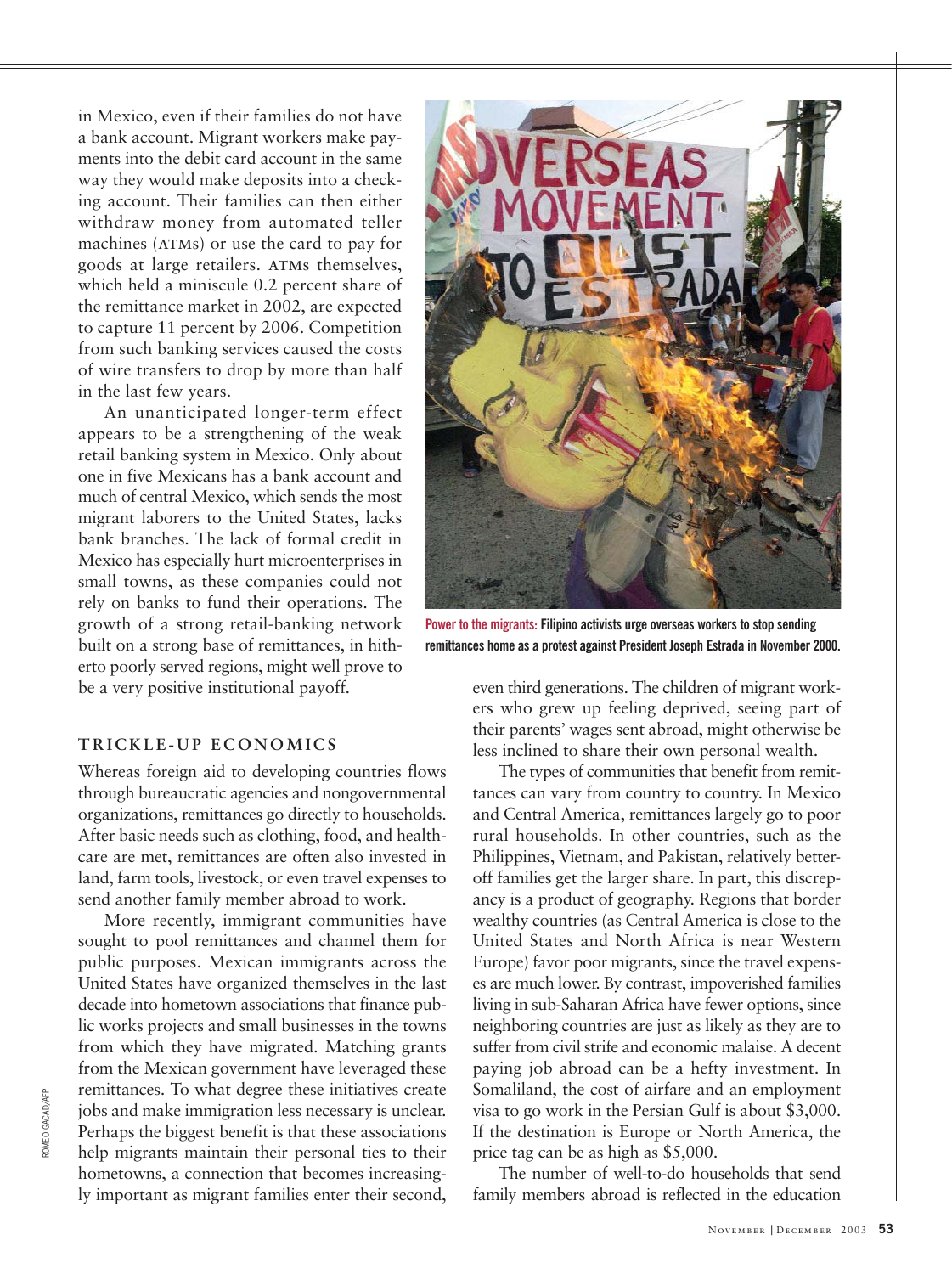in Mexico, even if their families do not have a bank account. Migrant workers make payments into the debit card account in the same way they would make deposits into a checking account. Their families can then either withdraw money from automated teller machines (ATMs) or use the card to pay for goods at large retailers. ATMs themselves, which held a miniscule 0.2 percent share of the remittance market in 2002, are expected to capture 11 percent by 2006. Competition from such banking services caused the costs of wire transfers to drop by more than half in the last few years.

An unanticipated longer-term effect appears to be a strengthening of the weak retail banking system in Mexico. Only about one in five Mexicans has a bank account and much of central Mexico, which sends the most migrant laborers to the United States, lacks bank branches. The lack of formal credit in Mexico has especially hurt microenterprises in small towns, as these companies could not rely on banks to fund their operations. The growth of a strong retail-banking network built on a strong base of remittances, in hitherto poorly served regions, might well prove to be a very positive institutional payoff.

## TRICKLE-UP ECONOMICS

Whereas foreign aid to developing countries flows through bureaucratic agencies and nongovernmental organizations, remittances go directly to households. After basic needs such as clothing, food, and healthcare are met, remittances are often also invested in land, farm tools, livestock, or even travel expenses to send another family member abroad to work.

More recently, immigrant communities have sought to pool remittances and channel them for public purposes. Mexican immigrants across the United States have organized themselves in the last decade into hometown associations that finance public works projects and small businesses in the towns from which they have migrated. Matching grants from the Mexican government have leveraged these remittances. To what degree these initiatives create jobs and make immigration less necessary is unclear. Perhaps the biggest benefit is that these associations help migrants maintain their personal ties to their hometowns, a connection that becomes increasingly important as migrant families enter their second, even third generations. The children of migrant workers who grew up feeling deprived, seeing part of their parents' wages sent abroad, might otherwise be less inclined to share their own personal wealth.

The types of communities that benefit from remittances can vary from country to country. In Mexico and Central America, remittances largely go to poor rural households. In other countries, such as the Philippines, Vietnam, and Pakistan, relatively better-off families get the larger share. In part, this discrepancy is a product of geography. Regions that border wealthy countries (as Central America is close to the United States and North Africa is near Western Europe) favor poor migrants, since the travel expenses are much lower. By contrast, impoverished families living in sub-Saharan Africa have fewer options, since neighboring countries are just as likely as they are to suffer from civil strife and economic malaise. A decent paying job abroad can be a hefty investment. In Somaliland, the cost of airfare and an employment visa to go work in the Persian Gulf is about $3,000. If the destination is Europe or North America, the price tag can be as high as $5,000.

The number of well-to-do households that send family members abroad is reflected in the education

**Power to the migrants:** Filipino activists urge overseas workers to stop sending remittances home as a protest against President Joseph Estrada in November 2000.

ROMEO GACAD/AFP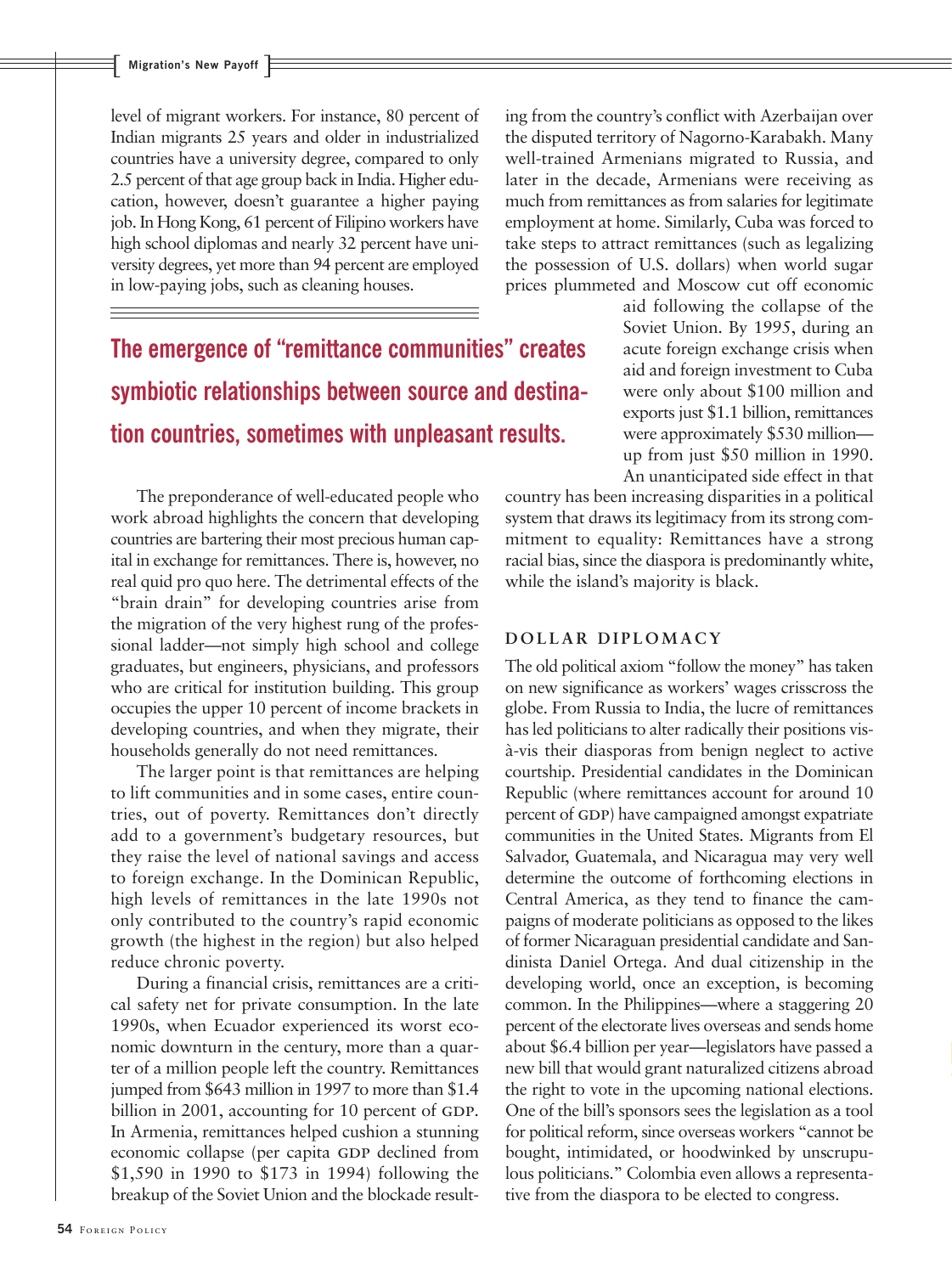level of migrant workers. For instance, 80 percent of Indian migrants 25 years and older in industrialized countries have a university degree, compared to only 2.5 percent of that age group back in India. Higher education, however, doesn't guarantee a higher paying job. In Hong Kong, 61 percent of Filipino workers have high school diplomas and nearly 32 percent have university degrees, yet more than 94 percent are employed in low-paying jobs, such as cleaning houses.

**The emergence of "remittance communities" creates symbiotic relationships between source and destination countries, sometimes with unpleasant results.**

The preponderance of well-educated people who work abroad highlights the concern that developing countries are bartering their most precious human capital in exchange for remittances. There is, however, no real quid pro quo here. The detrimental effects of the "brain drain" for developing countries arise from the migration of the very highest rung of the professional ladder—not simply high school and college graduates, but engineers, physicians, and professors who are critical for institution building. This group occupies the upper 10 percent of income brackets in developing countries, and when they migrate, their households generally do not need remittances.

The larger point is that remittances are helping to lift communities and in some cases, entire countries, out of poverty. Remittances don't directly add to a government's budgetary resources, but they raise the level of national savings and access to foreign exchange. In the Dominican Republic, high levels of remittances in the late 1990s not only contributed to the country's rapid economic growth (the highest in the region) but also helped reduce chronic poverty.

During a financial crisis, remittances are a critical safety net for private consumption. In the late 1990s, when Ecuador experienced its worst economic downturn in the century, more than a quarter of a million people left the country. Remittances jumped from $643 million in 1997 to more than $1.4 billion in 2001, accounting for 10 percent of GDP. In Armenia, remittances helped cushion a stunning economic collapse (per capita GDP declined from $1,590 in 1990 to $173 in 1994) following the breakup of the Soviet Union and the blockade resulting from the country's conflict with Azerbaijan over the disputed territory of Nagorno-Karabakh. Many well-trained Armenians migrated to Russia, and later in the decade, Armenians were receiving as much from remittances as from salaries for legitimate employment at home. Similarly, Cuba was forced to take steps to attract remittances (such as legalizing the possession of U.S. dollars) when world sugar prices plummeted and Moscow cut off economic aid following the collapse of the Soviet Union. By 1995, during an acute foreign exchange crisis when aid and foreign investment to Cuba were only about $100 million and exports just $1.1 billion, remittances were approximately $530 million—up from just $50 million in 1990. An unanticipated side effect in that country has been increasing disparities in a political system that draws its legitimacy from its strong commitment to equality: Remittances have a strong racial bias, since the diaspora is predominantly white, while the island's majority is black.

## DOLLAR DIPLOMACY

The old political axiom "follow the money" has taken on new significance as workers' wages crisscross the globe. From Russia to India, the lucre of remittances has led politicians to alter radically their positions vis-à-vis their diasporas from benign neglect to active courtship. Presidential candidates in the Dominican Republic (where remittances account for around 10 percent of GDP) have campaigned amongst expatriate communities in the United States. Migrants from El Salvador, Guatemala, and Nicaragua may very well determine the outcome of forthcoming elections in Central America, as they tend to finance the campaigns of moderate politicians as opposed to the likes of former Nicaraguan presidential candidate and Sandinista Daniel Ortega. And dual citizenship in the developing world, once an exception, is becoming common. In the Philippines—where a staggering 20 percent of the electorate lives overseas and sends home about $6.4 billion per year—legislators have passed a new bill that would grant naturalized citizens abroad the right to vote in the upcoming national elections. One of the bill's sponsors sees the legislation as a tool for political reform, since overseas workers "cannot be bought, intimidated, or hoodwinked by unscrupulous politicians." Colombia even allows a representative from the diaspora to be elected to congress.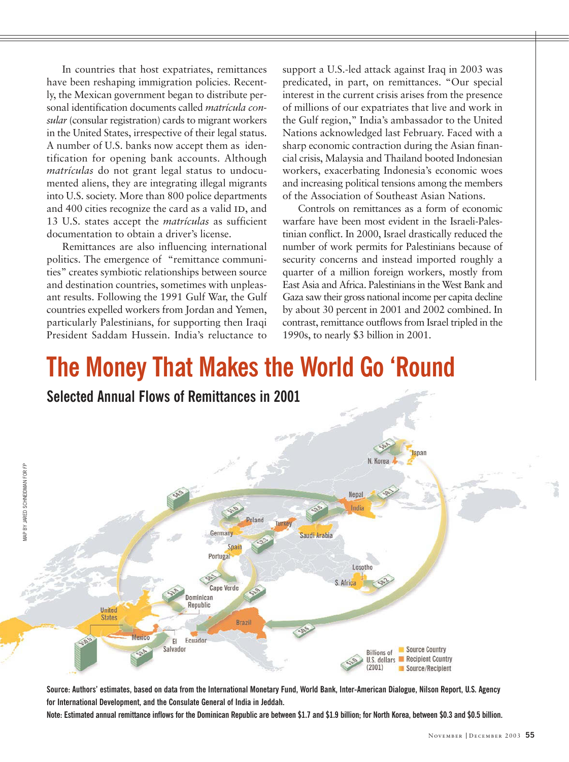In countries that host expatriates, remittances have been reshaping immigration policies. Recently, the Mexican government began to distribute personal identification documents called *matrícula consular* (consular registration) cards to migrant workers in the United States, irrespective of their legal status. A number of U.S. banks now accept them as identification for opening bank accounts. Although *matrículas* do not grant legal status to undocumented aliens, they are integrating illegal migrants into U.S. society. More than 800 police departments and 400 cities recognize the card as a valid ID, and 13 U.S. states accept the *matrículas* as sufficient documentation to obtain a driver's license.

Remittances are also influencing international politics. The emergence of "remittance communities" creates symbiotic relationships between source and destination countries, sometimes with unpleasant results. Following the 1991 Gulf War, the Gulf countries expelled workers from Jordan and Yemen, particularly Palestinians, for supporting then Iraqi President Saddam Hussein. India's reluctance to support a U.S.-led attack against Iraq in 2003 was predicated, in part, on remittances. "Our special interest in the current crisis arises from the presence of millions of our expatriates that live and work in the Gulf region," India's ambassador to the United Nations acknowledged last February. Faced with a sharp economic contraction during the Asian financial crisis, Malaysia and Thailand booted Indonesian workers, exacerbating Indonesia's economic woes and increasing political tensions among the members of the Association of Southeast Asian Nations.

Controls on remittances as a form of economic warfare have been most evident in the Israeli-Palestinian conflict. In 2000, Israel drastically reduced the number of work permits for Palestinians because of security concerns and instead imported roughly a quarter of a million foreign workers, mostly from East Asia and Africa. Palestinians in the West Bank and Gaza saw their gross national income per capita decline by about 30 percent in 2001 and 2002 combined. In contrast, remittance outflows from Israel tripled in the 1990s, to nearly $3 billion in 2001.

# The Money That Makes the World Go 'Round

## Selected Annual Flows of Remittances in 2001

Japan
N. Korea
$0.4
Nepal
$0.1
India
$3.6
$4.0
$1.0
Poland
Turkey
Germany
Saudi Arabia
$2.3
Spain
Portugal
Lesotho
$0.1
Cape Verde
S. Africa
$0.2
$1.8
Dominican Republic
$1.9
United States
Brazil
$0.6
$9.0
Mexico
El Salvador
Ecuador
$3.4
$1.0
Billions of U.S. dollars (2001)
Source Country
Recipient Country
Source/Recipient

MAP BY JARED SCHNEIDMAN FOR FP

**Source: Authors' estimates, based on data from the International Monetary Fund, World Bank, Inter-American Dialogue, Nilson Report, U.S. Agency for International Development, and the Consulate General of India in Jeddah.**

**Note: Estimated annual remittance inflows for the Dominican Republic are between $1.7 and $1.9 billion; for North Korea, between $0.3 and $0.5 billion.**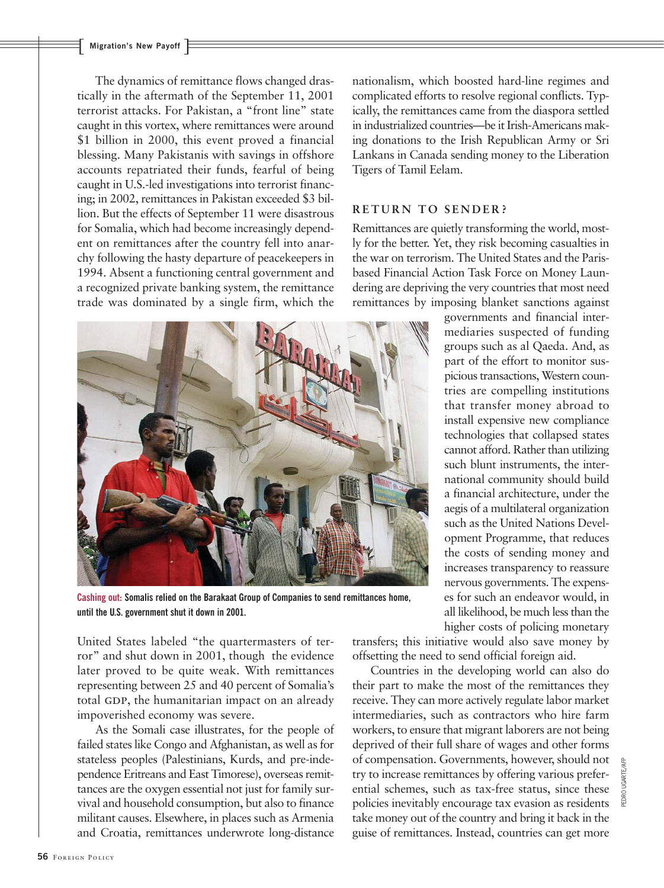The dynamics of remittance flows changed drastically in the aftermath of the September 11, 2001 terrorist attacks. For Pakistan, a "front line" state caught in this vortex, where remittances were around $1 billion in 2000, this event proved a financial blessing. Many Pakistanis with savings in offshore accounts repatriated their funds, fearful of being caught in U.S.-led investigations into terrorist financing; in 2002, remittances in Pakistan exceeded $3 billion. But the effects of September 11 were disastrous for Somalia, which had become increasingly dependent on remittances after the country fell into anarchy following the hasty departure of peacekeepers in 1994. Absent a functioning central government and a recognized private banking system, the remittance trade was dominated by a single firm, which the United States labeled "the quartermasters of terror" and shut down in 2001, though the evidence later proved to be quite weak. With remittances representing between 25 and 40 percent of Somalia's total GDP, the humanitarian impact on an already impoverished economy was severe.

**Cashing out:** Somalis relied on the Barakaat Group of Companies to send remittances home, until the U.S. government shut it down in 2001.

As the Somali case illustrates, for the people of failed states like Congo and Afghanistan, as well as for stateless peoples (Palestinians, Kurds, and pre-independence Eritreans and East Timorese), overseas remittances are the oxygen essential not just for family survival and household consumption, but also to finance militant causes. Elsewhere, in places such as Armenia and Croatia, remittances underwrote long-distance nationalism, which boosted hard-line regimes and complicated efforts to resolve regional conflicts. Typically, the remittances came from the diaspora settled in industrialized countries—be it Irish-Americans making donations to the Irish Republican Army or Sri Lankans in Canada sending money to the Liberation Tigers of Tamil Eelam.

## RETURN TO SENDER?

Remittances are quietly transforming the world, mostly for the better. Yet, they risk becoming casualties in the war on terrorism. The United States and the Paris-based Financial Action Task Force on Money Laundering are depriving the very countries that most need remittances by imposing blanket sanctions against governments and financial intermediaries suspected of funding groups such as al Qaeda. And, as part of the effort to monitor suspicious transactions, Western countries are compelling institutions that transfer money abroad to install expensive new compliance technologies that collapsed states cannot afford. Rather than utilizing such blunt instruments, the international community should build a financial architecture, under the aegis of a multilateral organization such as the United Nations Development Programme, that reduces the costs of sending money and increases transparency to reassure nervous governments. The expenses for such an endeavor would, in all likelihood, be much less than the higher costs of policing monetary transfers; this initiative would also save money by offsetting the need to send official foreign aid.

Countries in the developing world can also do their part to make the most of the remittances they receive. They can more actively regulate labor market intermediaries, such as contractors who hire farm workers, to ensure that migrant laborers are not being deprived of their full share of wages and other forms of compensation. Governments, however, should not try to increase remittances by offering various preferential schemes, such as tax-free status, since these policies inevitably encourage tax evasion as residents take money out of the country and bring it back in the guise of remittances. Instead, countries can get more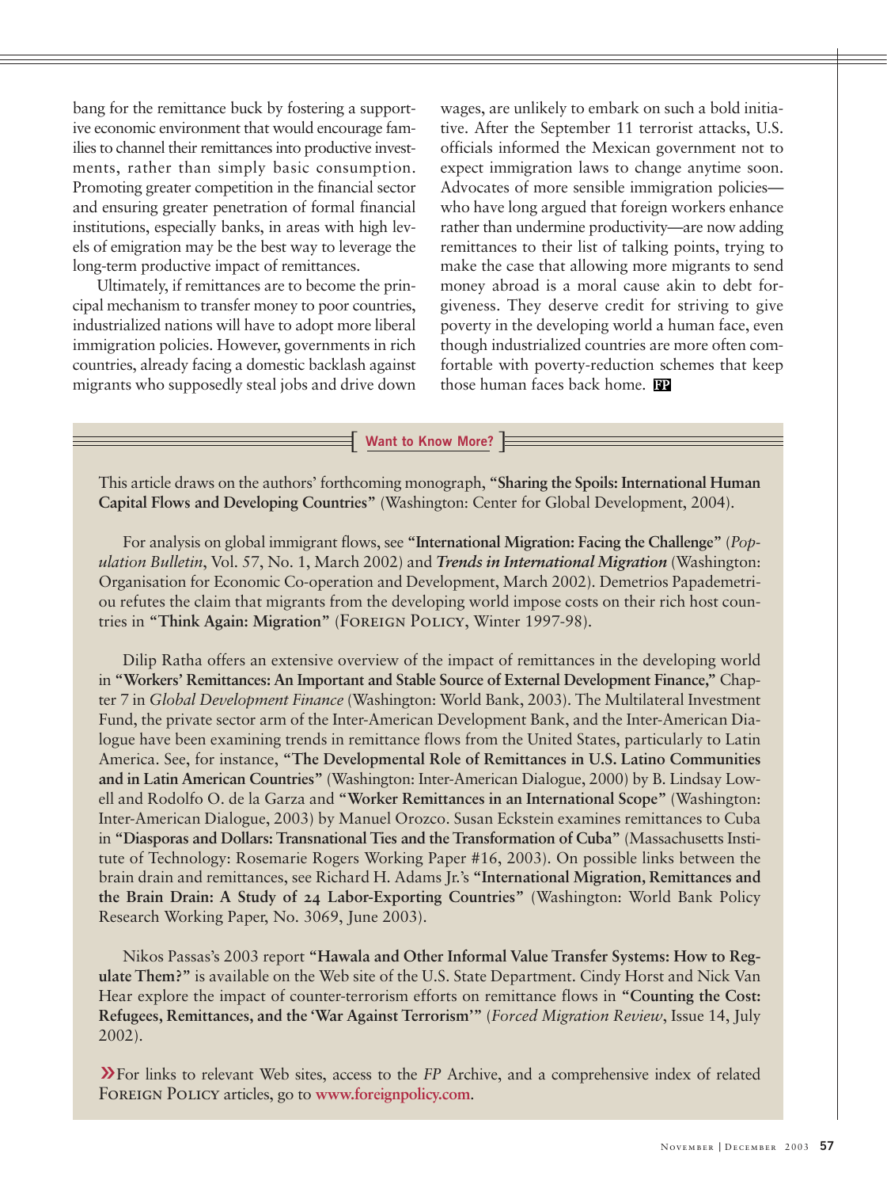bang for the remittance buck by fostering a supportive economic environment that would encourage families to channel their remittances into productive investments, rather than simply basic consumption. Promoting greater competition in the financial sector and ensuring greater penetration of formal financial institutions, especially banks, in areas with high levels of emigration may be the best way to leverage the long-term productive impact of remittances.

Ultimately, if remittances are to become the principal mechanism to transfer money to poor countries, industrialized nations will have to adopt more liberal immigration policies. However, governments in rich countries, already facing a domestic backlash against migrants who supposedly steal jobs and drive down wages, are unlikely to embark on such a bold initiative. After the September 11 terrorist attacks, U.S. officials informed the Mexican government not to expect immigration laws to change anytime soon. Advocates of more sensible immigration policies—who have long argued that foreign workers enhance rather than undermine productivity—are now adding remittances to their list of talking points, trying to make the case that allowing more migrants to send money abroad is a moral cause akin to debt forgiveness. They deserve credit for striving to give poverty in the developing world a human face, even though industrialized countries are more often comfortable with poverty-reduction schemes that keep those human faces back home. FP

## Want to Know More?

This article draws on the authors' forthcoming monograph, **"Sharing the Spoils: International Human Capital Flows and Developing Countries"** (Washington: Center for Global Development, 2004).

For analysis on global immigrant flows, see **"International Migration: Facing the Challenge"** (*Population Bulletin*, Vol. 57, No. 1, March 2002) and ***Trends in International Migration*** (Washington: Organisation for Economic Co-operation and Development, March 2002). Demetrios Papademetriou refutes the claim that migrants from the developing world impose costs on their rich host countries in **"Think Again: Migration"** (FOREIGN POLICY, Winter 1997-98).

Dilip Ratha offers an extensive overview of the impact of remittances in the developing world in **"Workers' Remittances: An Important and Stable Source of External Development Finance,"** Chapter 7 in *Global Development Finance* (Washington: World Bank, 2003). The Multilateral Investment Fund, the private sector arm of the Inter-American Development Bank, and the Inter-American Dialogue have been examining trends in remittance flows from the United States, particularly to Latin America. See, for instance, **"The Developmental Role of Remittances in U.S. Latino Communities and in Latin American Countries"** (Washington: Inter-American Dialogue, 2000) by B. Lindsay Lowell and Rodolfo O. de la Garza and **"Worker Remittances in an International Scope"** (Washington: Inter-American Dialogue, 2003) by Manuel Orozco. Susan Eckstein examines remittances to Cuba in **"Diasporas and Dollars: Transnational Ties and the Transformation of Cuba"** (Massachusetts Institute of Technology: Rosemarie Rogers Working Paper #16, 2003). On possible links between the brain drain and remittances, see Richard H. Adams Jr.'s **"International Migration, Remittances and the Brain Drain: A Study of 24 Labor-Exporting Countries"** (Washington: World Bank Policy Research Working Paper, No. 3069, June 2003).

Nikos Passas's 2003 report **"Hawala and Other Informal Value Transfer Systems: How to Regulate Them?"** is available on the Web site of the U.S. State Department. Cindy Horst and Nick Van Hear explore the impact of counter-terrorism efforts on remittance flows in **"Counting the Cost: Refugees, Remittances, and the 'War Against Terrorism'"** (*Forced Migration Review*, Issue 14, July 2002).

»For links to relevant Web sites, access to the *FP* Archive, and a comprehensive index of related FOREIGN POLICY articles, go to www.foreignpolicy.com.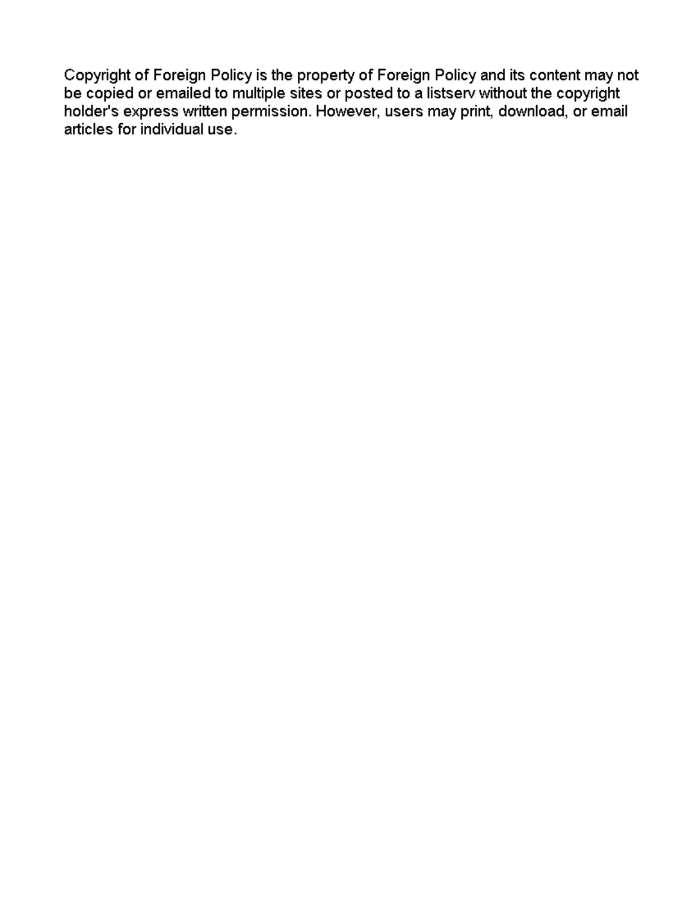Copyright of Foreign Policy is the property of Foreign Policy and its content may not be copied or emailed to multiple sites or posted to a listserv without the copyright holder's express written permission. However, users may print, download, or email articles for individual use.